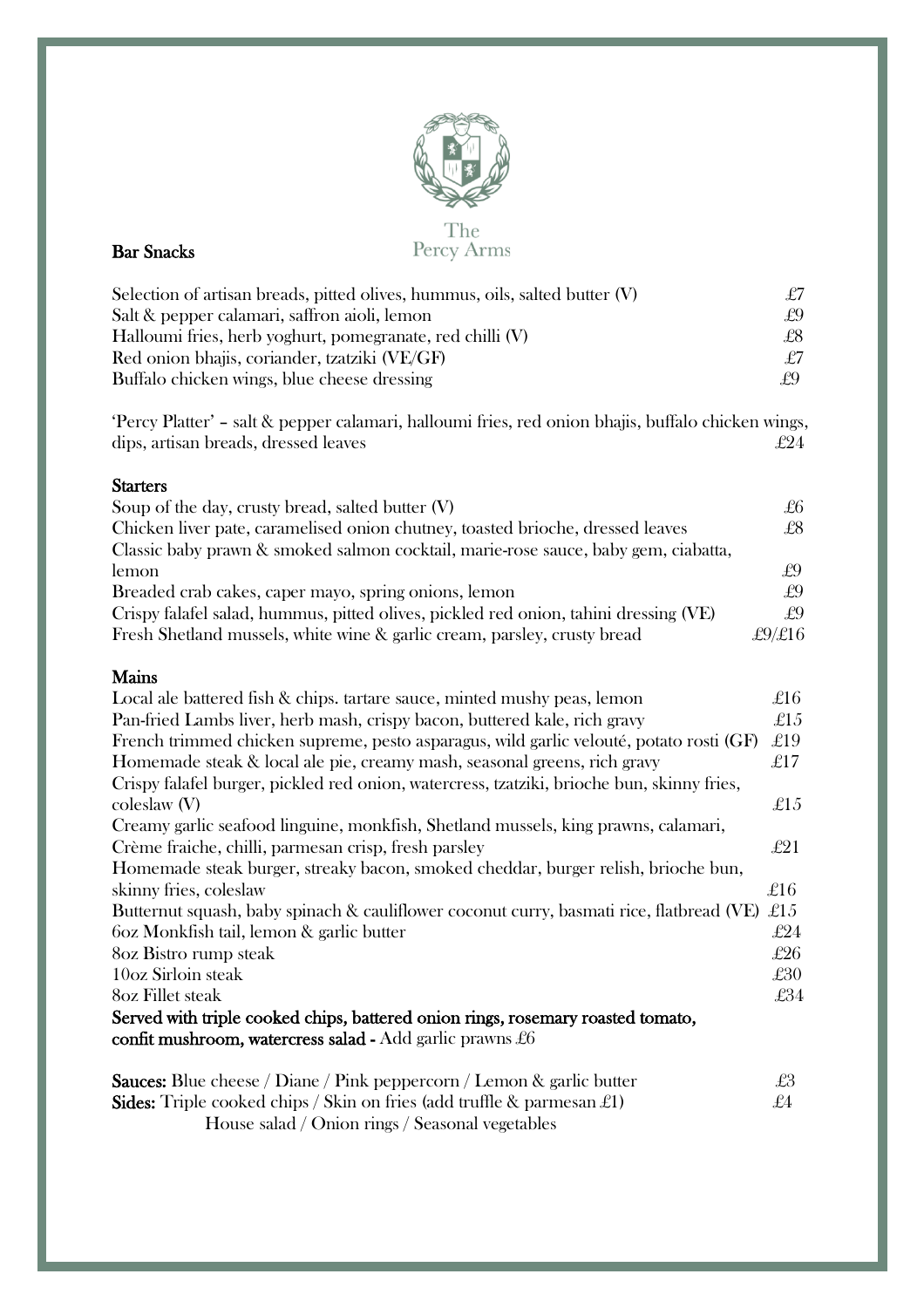The Percy Arms

## Bar Snacks

| | |
|---|---|
| Selection of artisan breads, pitted olives, hummus, oils, salted butter (V) | £7 |
| Salt & pepper calamari, saffron aioli, lemon | £9 |
| Halloumi fries, herb yoghurt, pomegranate, red chilli (V) | £8 |
| Red onion bhajis, coriander, tzatziki (VE/GF) | £7 |
| Buffalo chicken wings, blue cheese dressing | £9 |

'Percy Platter' – salt & pepper calamari, halloumi fries, red onion bhajis, buffalo chicken wings, dips, artisan breads, dressed leaves £24

## Starters

| | |
|---|---|
| Soup of the day, crusty bread, salted butter (V) | £6 |
| Chicken liver pate, caramelised onion chutney, toasted brioche, dressed leaves | £8 |
| Classic baby prawn & smoked salmon cocktail, marie-rose sauce, baby gem, ciabatta, lemon | £9 |
| Breaded crab cakes, caper mayo, spring onions, lemon | £9 |
| Crispy falafel salad, hummus, pitted olives, pickled red onion, tahini dressing (VE) | £9 |
| Fresh Shetland mussels, white wine & garlic cream, parsley, crusty bread | £9/£16 |

## Mains

| | |
|---|---|
| Local ale battered fish & chips. tartare sauce, minted mushy peas, lemon | £16 |
| Pan-fried Lambs liver, herb mash, crispy bacon, buttered kale, rich gravy | £15 |
| French trimmed chicken supreme, pesto asparagus, wild garlic velouté, potato rosti (GF) | £19 |
| Homemade steak & local ale pie, creamy mash, seasonal greens, rich gravy | £17 |
| Crispy falafel burger, pickled red onion, watercress, tzatziki, brioche bun, skinny fries, coleslaw (V) | £15 |
| Creamy garlic seafood linguine, monkfish, Shetland mussels, king prawns, calamari, Crème fraiche, chilli, parmesan crisp, fresh parsley | £21 |
| Homemade steak burger, streaky bacon, smoked cheddar, burger relish, brioche bun, skinny fries, coleslaw | £16 |
| Butternut squash, baby spinach & cauliflower coconut curry, basmati rice, flatbread (VE) | £15 |
| 6oz Monkfish tail, lemon & garlic butter | £24 |
| 8oz Bistro rump steak | £26 |
| 10oz Sirloin steak | £30 |
| 8oz Fillet steak | £34 |

**Served with triple cooked chips, battered onion rings, rosemary roasted tomato, confit mushroom, watercress salad -** Add garlic prawns £6

**Sauces:** Blue cheese / Diane / Pink peppercorn / Lemon & garlic butter £3

**Sides:** Triple cooked chips / Skin on fries (add truffle & parmesan £1) £4
House salad / Onion rings / Seasonal vegetables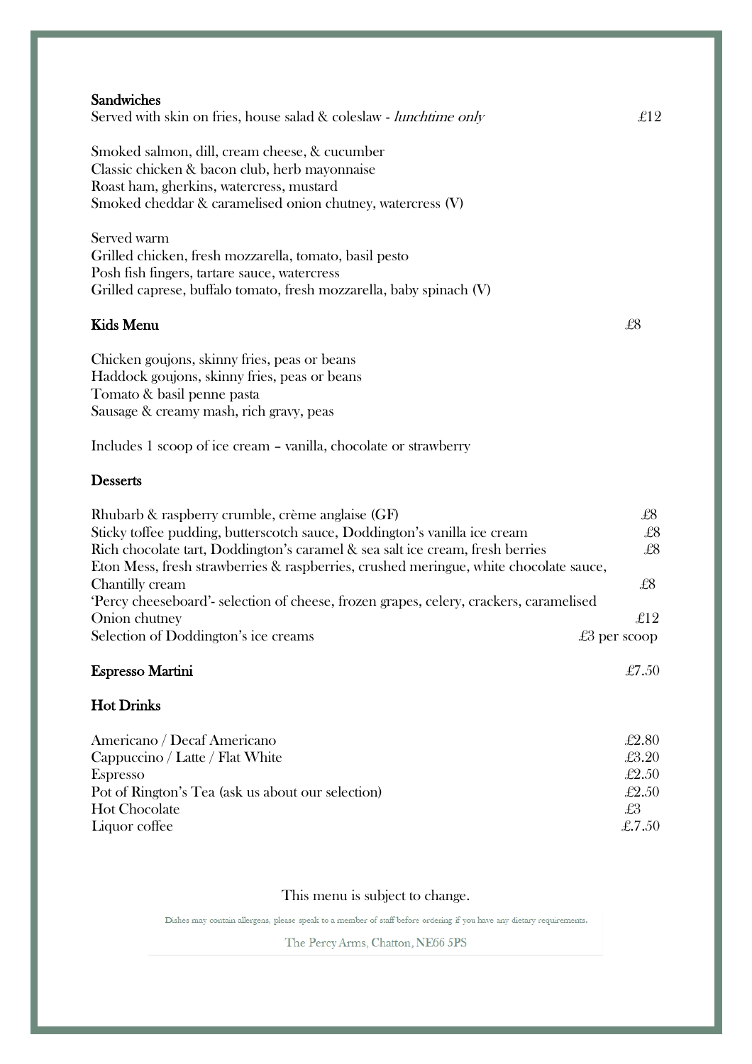## Sandwiches

Served with skin on fries, house salad & coleslaw - *lunchtime only* £12

Smoked salmon, dill, cream cheese, & cucumber
Classic chicken & bacon club, herb mayonnaise
Roast ham, gherkins, watercress, mustard
Smoked cheddar & caramelised onion chutney, watercress (V)

Served warm
Grilled chicken, fresh mozzarella, tomato, basil pesto
Posh fish fingers, tartare sauce, watercress
Grilled caprese, buffalo tomato, fresh mozzarella, baby spinach (V)

## Kids Menu £8

Chicken goujons, skinny fries, peas or beans
Haddock goujons, skinny fries, peas or beans
Tomato & basil penne pasta
Sausage & creamy mash, rich gravy, peas

Includes 1 scoop of ice cream – vanilla, chocolate or strawberry

## Desserts

| | |
|---|---|
| Rhubarb & raspberry crumble, crème anglaise (GF) | £8 |
| Sticky toffee pudding, butterscotch sauce, Doddington's vanilla ice cream | £8 |
| Rich chocolate tart, Doddington's caramel & sea salt ice cream, fresh berries | £8 |
| Eton Mess, fresh strawberries & raspberries, crushed meringue, white chocolate sauce, Chantilly cream | £8 |
| 'Percy cheeseboard'- selection of cheese, frozen grapes, celery, crackers, caramelised Onion chutney | £12 |
| Selection of Doddington's ice creams | £3 per scoop |

## Espresso Martini £7.50

## Hot Drinks

| | |
|---|---|
| Americano / Decaf Americano | £2.80 |
| Cappuccino / Latte / Flat White | £3.20 |
| Espresso | £2.50 |
| Pot of Rington's Tea (ask us about our selection) | £2.50 |
| Hot Chocolate | £3 |
| Liquor coffee | £.7.50 |

This menu is subject to change.

Dishes may contain allergens, please speak to a member of staff before ordering if you have any dietary requirements.

The Percy Arms, Chatton, NE66 5PS